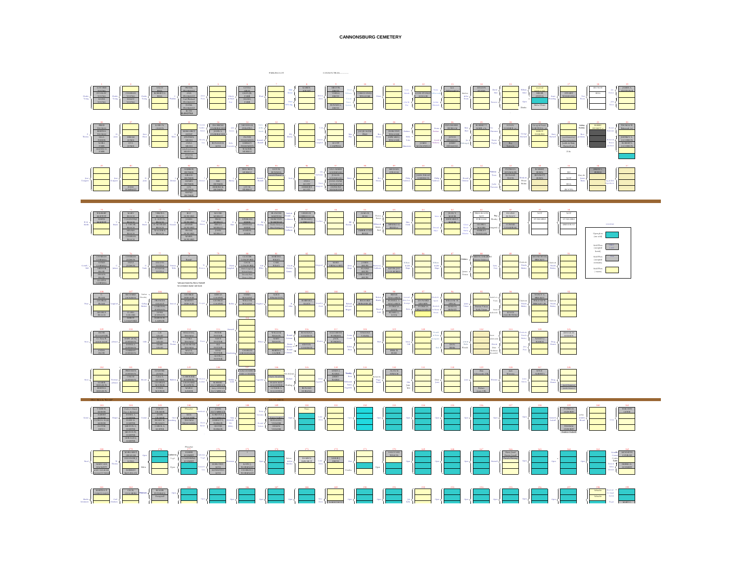# CANNONSBURG CEMETERY

PARKING LOT

CANNON TRAIL

LEGEND

- Open plots (not sold)
- Sold Plots (occupied burial)
- Sold Plots (occupied cremains)
- Sold Plots (vacant)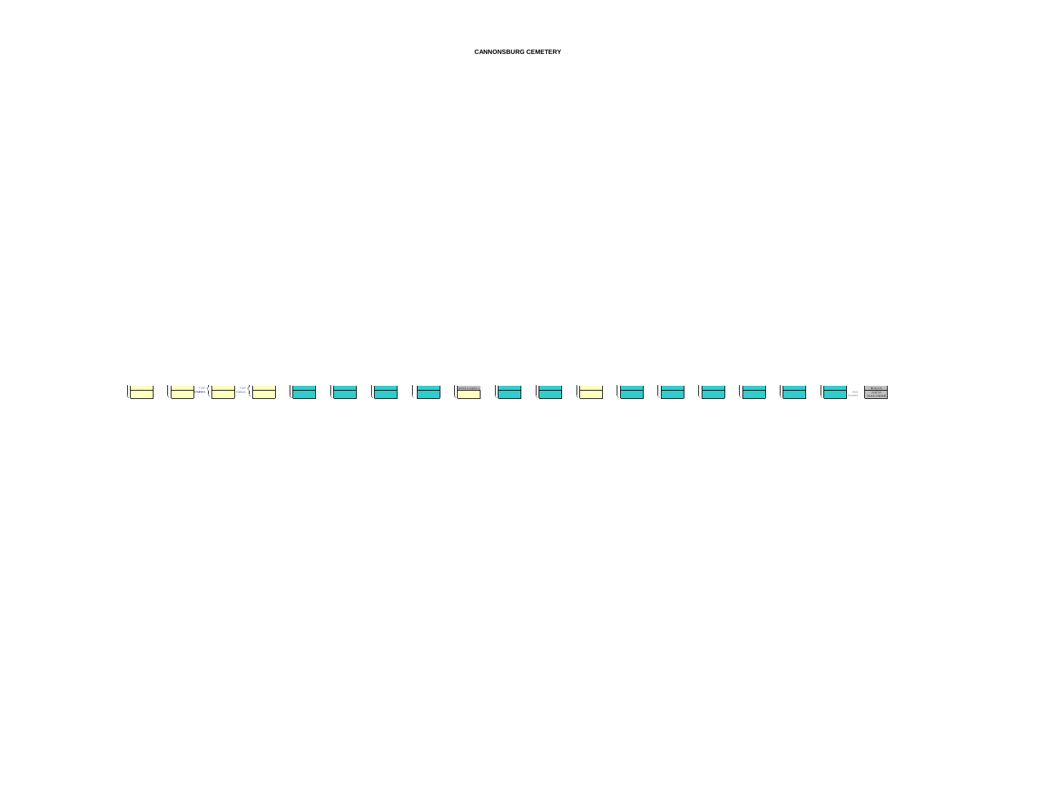# CANNONSBURG CEMETERY

Drivers

Main

BURIAL ALEXANDER